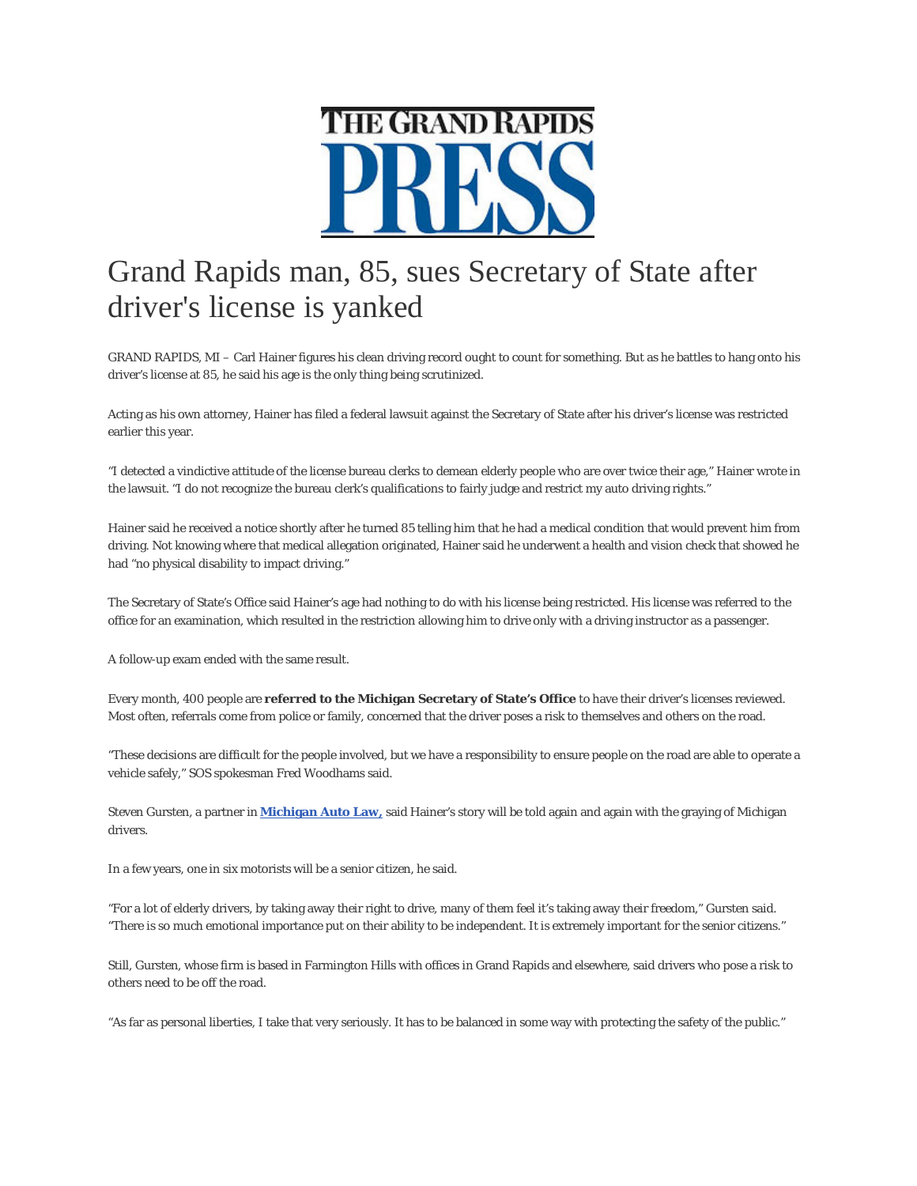THE GRAND RAPIDS PRESS

# Grand Rapids man, 85, sues Secretary of State after driver's license is yanked

GRAND RAPIDS, MI – Carl Hainer figures his clean driving record ought to count for something. But as he battles to hang onto his driver's license at 85, he said his age is the only thing being scrutinized.

Acting as his own attorney, Hainer has filed a federal lawsuit against the Secretary of State after his driver's license was restricted earlier this year.

"I detected a vindictive attitude of the license bureau clerks to demean elderly people who are over twice their age," Hainer wrote in the lawsuit. "I do not recognize the bureau clerk's qualifications to fairly judge and restrict my auto driving rights."

Hainer said he received a notice shortly after he turned 85 telling him that he had a medical condition that would prevent him from driving. Not knowing where that medical allegation originated, Hainer said he underwent a health and vision check that showed he had "no physical disability to impact driving."

The Secretary of State's Office said Hainer's age had nothing to do with his license being restricted. His license was referred to the office for an examination, which resulted in the restriction allowing him to drive only with a driving instructor as a passenger.

A follow-up exam ended with the same result.

Every month, 400 people are **referred to the Michigan Secretary of State's Office** to have their driver's licenses reviewed. Most often, referrals come from police or family, concerned that the driver poses a risk to themselves and others on the road.

"These decisions are difficult for the people involved, but we have a responsibility to ensure people on the road are able to operate a vehicle safely," SOS spokesman Fred Woodhams said.

Steven Gursten, a partner in **Michigan Auto Law,** said Hainer's story will be told again and again with the graying of Michigan drivers.

In a few years, one in six motorists will be a senior citizen, he said.

"For a lot of elderly drivers, by taking away their right to drive, many of them feel it's taking away their freedom," Gursten said. "There is so much emotional importance put on their ability to be independent. It is extremely important for the senior citizens."

Still, Gursten, whose firm is based in Farmington Hills with offices in Grand Rapids and elsewhere, said drivers who pose a risk to others need to be off the road.

"As far as personal liberties, I take that very seriously. It has to be balanced in some way with protecting the safety of the public."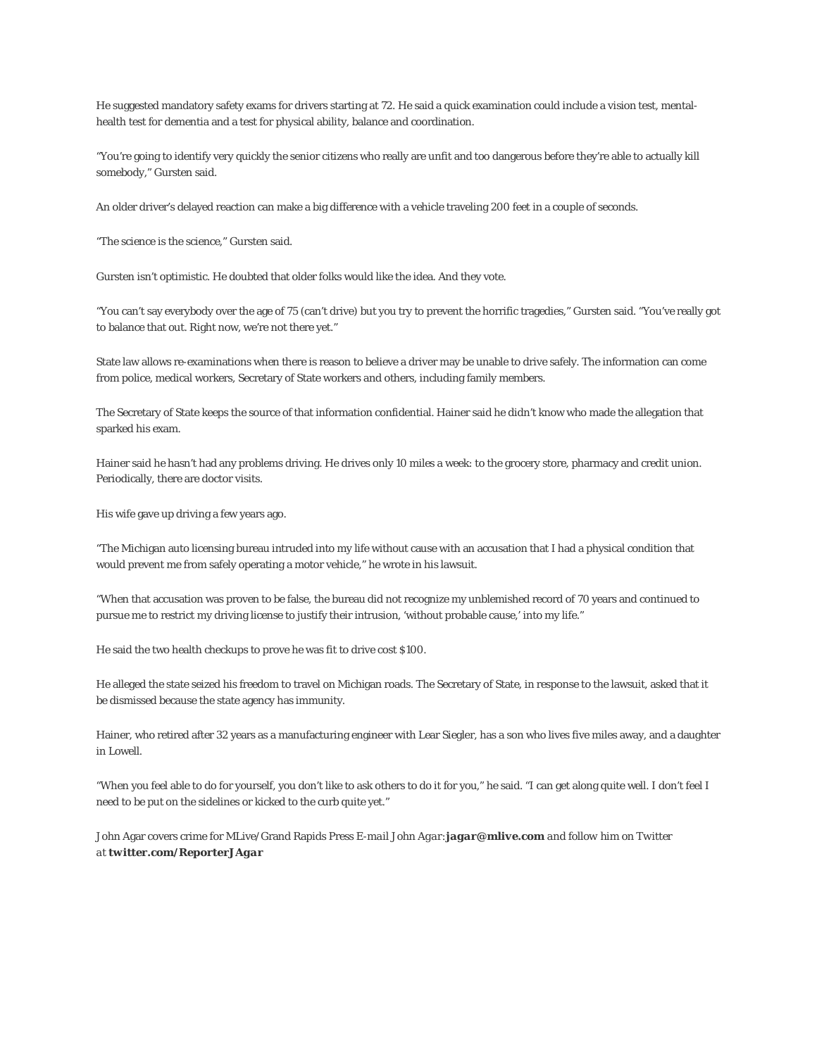He suggested mandatory safety exams for drivers starting at 72. He said a quick examination could include a vision test, mental-health test for dementia and a test for physical ability, balance and coordination.

"You're going to identify very quickly the senior citizens who really are unfit and too dangerous before they're able to actually kill somebody," Gursten said.

An older driver's delayed reaction can make a big difference with a vehicle traveling 200 feet in a couple of seconds.

"The science is the science," Gursten said.

Gursten isn't optimistic. He doubted that older folks would like the idea. And they vote.

"You can't say everybody over the age of 75 (can't drive) but you try to prevent the horrific tragedies," Gursten said. "You've really got to balance that out. Right now, we're not there yet."

State law allows re-examinations when there is reason to believe a driver may be unable to drive safely. The information can come from police, medical workers, Secretary of State workers and others, including family members.

The Secretary of State keeps the source of that information confidential. Hainer said he didn't know who made the allegation that sparked his exam.

Hainer said he hasn't had any problems driving. He drives only 10 miles a week: to the grocery store, pharmacy and credit union. Periodically, there are doctor visits.

His wife gave up driving a few years ago.

"The Michigan auto licensing bureau intruded into my life without cause with an accusation that I had a physical condition that would prevent me from safely operating a motor vehicle," he wrote in his lawsuit.

"When that accusation was proven to be false, the bureau did not recognize my unblemished record of 70 years and continued to pursue me to restrict my driving license to justify their intrusion, 'without probable cause,' into my life."

He said the two health checkups to prove he was fit to drive cost $100.

He alleged the state seized his freedom to travel on Michigan roads. The Secretary of State, in response to the lawsuit, asked that it be dismissed because the state agency has immunity.

Hainer, who retired after 32 years as a manufacturing engineer with Lear Siegler, has a son who lives five miles away, and a daughter in Lowell.

"When you feel able to do for yourself, you don't like to ask others to do it for you," he said. "I can get along quite well. I don't feel I need to be put on the sidelines or kicked to the curb quite yet."

*John Agar covers crime for MLive/Grand Rapids Press E-mail John Agar:* ***jagar@mlive.com*** *and follow him on Twitter at* ***twitter.com/ReporterJAgar***